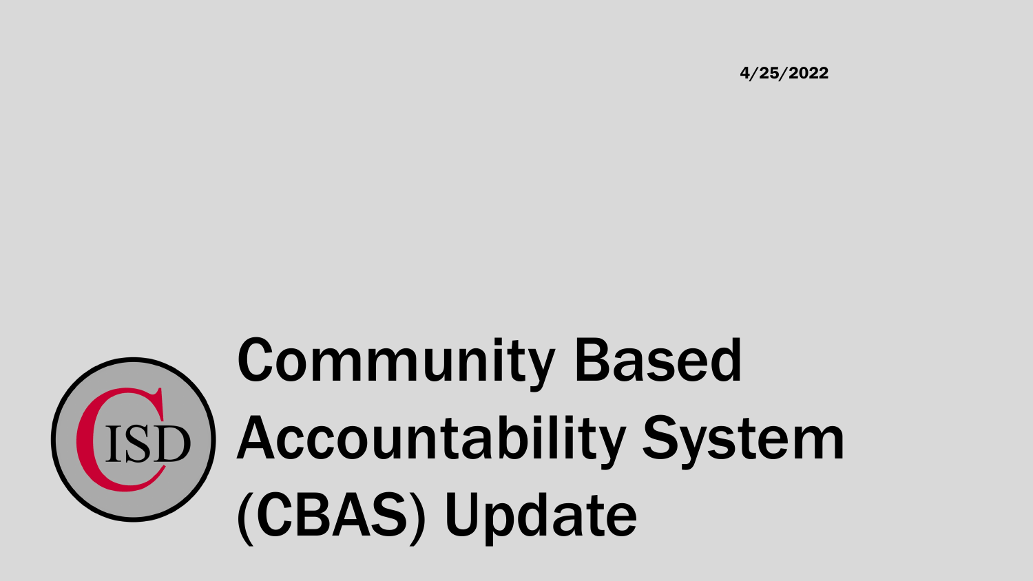4/25/2022

# Community Based Accountability System (CBAS) Update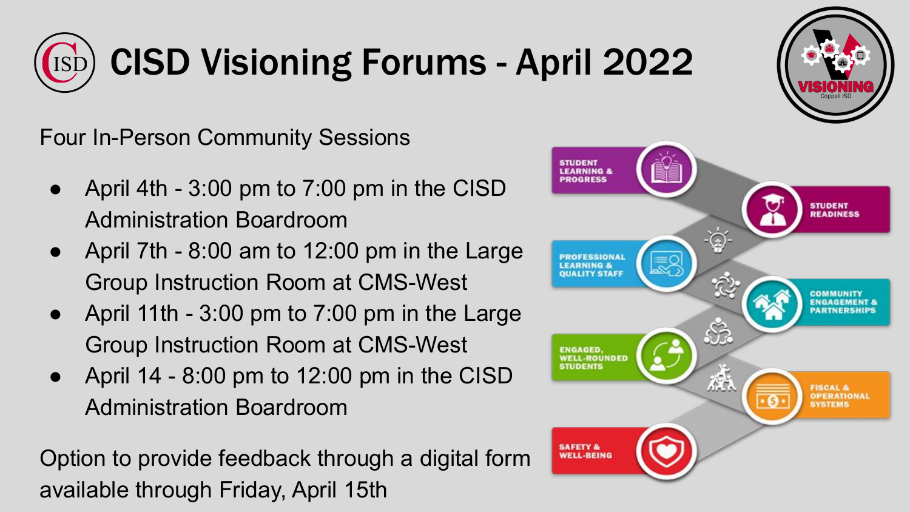# CISD Visioning Forums - April 2022

Four In-Person Community Sessions

- April 4th - 3:00 pm to 7:00 pm in the CISD Administration Boardroom
- April 7th - 8:00 am to 12:00 pm in the Large Group Instruction Room at CMS-West
- April 11th - 3:00 pm to 7:00 pm in the Large Group Instruction Room at CMS-West
- April 14 - 8:00 pm to 12:00 pm in the CISD Administration Boardroom

Option to provide feedback through a digital form available through Friday, April 15th

STUDENT LEARNING & PROGRESS

STUDENT READINESS

PROFESSIONAL LEARNING & QUALITY STAFF

COMMUNITY ENGAGEMENT & PARTNERSHIPS

ENGAGED, WELL-ROUNDED STUDENTS

FISCAL & OPERATIONAL SYSTEMS

SAFETY & WELL-BEING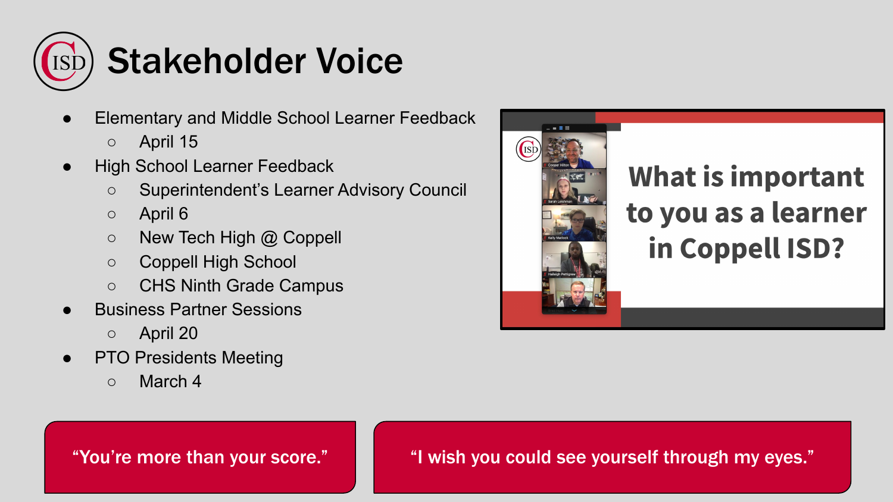# Stakeholder Voice

- Elementary and Middle School Learner Feedback
  - April 15
- High School Learner Feedback
  - Superintendent's Learner Advisory Council
  - April 6
  - New Tech High @ Coppell
  - Coppell High School
  - CHS Ninth Grade Campus
- Business Partner Sessions
  - April 20
- PTO Presidents Meeting
  - March 4

What is important to you as a learner in Coppell ISD?

"You're more than your score."

"I wish you could see yourself through my eyes."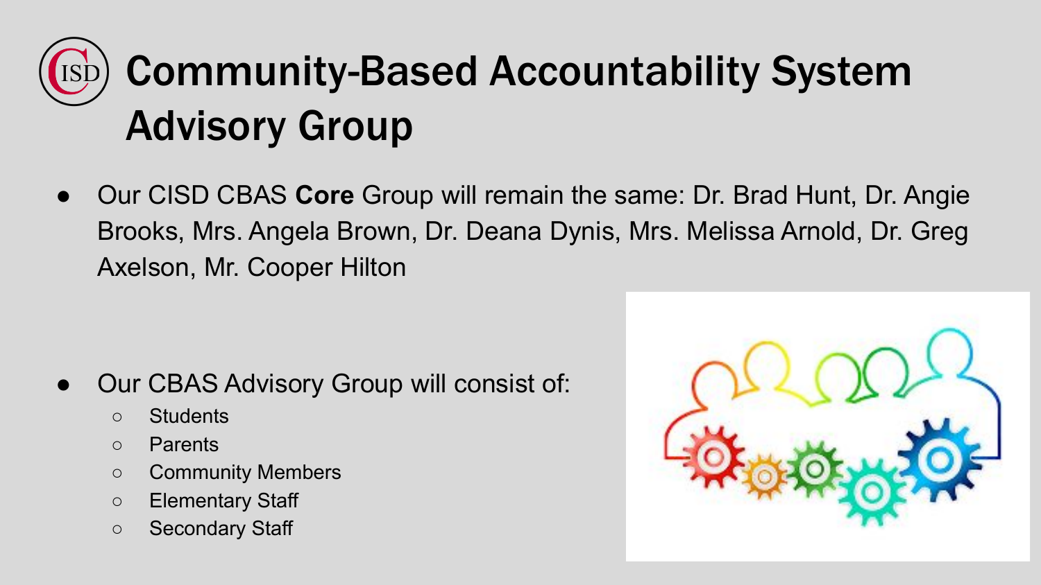# Community-Based Accountability System Advisory Group

- Our CISD CBAS **Core** Group will remain the same: Dr. Brad Hunt, Dr. Angie Brooks, Mrs. Angela Brown, Dr. Deana Dynis, Mrs. Melissa Arnold, Dr. Greg Axelson, Mr. Cooper Hilton

- Our CBAS Advisory Group will consist of:
  - Students
  - Parents
  - Community Members
  - Elementary Staff
  - Secondary Staff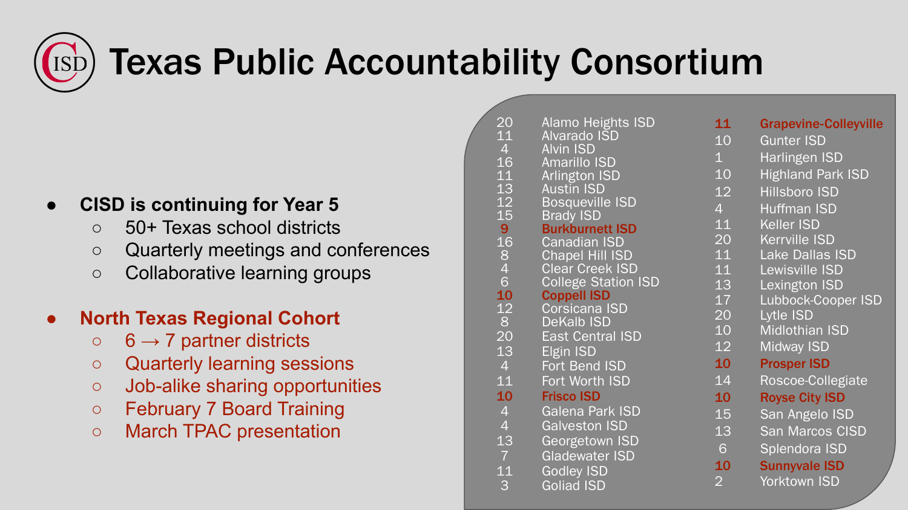# Texas Public Accountability Consortium

- **CISD is continuing for Year 5**
  - 50+ Texas school districts
  - Quarterly meetings and conferences
  - Collaborative learning groups
- **North Texas Regional Cohort**
  - 6 → 7 partner districts
  - Quarterly learning sessions
  - Job-alike sharing opportunities
  - February 7 Board Training
  - March TPAC presentation

| | |
|---|---|
| 20 | Alamo Heights ISD |
| 11 | Alvarado ISD |
| 4 | Alvin ISD |
| 16 | Amarillo ISD |
| 11 | Arlington ISD |
| 13 | Austin ISD |
| 12 | Bosqueville ISD |
| 15 | Brady ISD |
| **9** | **Burkburnett ISD** |
| 16 | Canadian ISD |
| 8 | Chapel Hill ISD |
| 4 | Clear Creek ISD |
| 6 | College Station ISD |
| **10** | **Coppell ISD** |
| 12 | Corsicana ISD |
| 8 | DeKalb ISD |
| 20 | East Central ISD |
| 13 | Elgin ISD |
| 4 | Fort Bend ISD |
| 11 | Fort Worth ISD |
| **10** | **Frisco ISD** |
| 4 | Galena Park ISD |
| 4 | Galveston ISD |
| 13 | Georgetown ISD |
| 7 | Gladewater ISD |
| 11 | Godley ISD |
| 3 | Goliad ISD |
| **11** | **Grapevine-Colleyville** |
| 10 | Gunter ISD |
| 1 | Harlingen ISD |
| 10 | Highland Park ISD |
| 12 | Hillsboro ISD |
| 4 | Huffman ISD |
| 11 | Keller ISD |
| 20 | Kerrville ISD |
| 11 | Lake Dallas ISD |
| 11 | Lewisville ISD |
| 13 | Lexington ISD |
| 17 | Lubbock-Cooper ISD |
| 20 | Lytle ISD |
| 10 | Midlothian ISD |
| 12 | Midway ISD |
| **10** | **Prosper ISD** |
| 14 | Roscoe-Collegiate |
| **10** | **Royse City ISD** |
| 15 | San Angelo ISD |
| 13 | San Marcos CISD |
| 6 | Splendora ISD |
| **10** | **Sunnyvale ISD** |
| 2 | Yorktown ISD |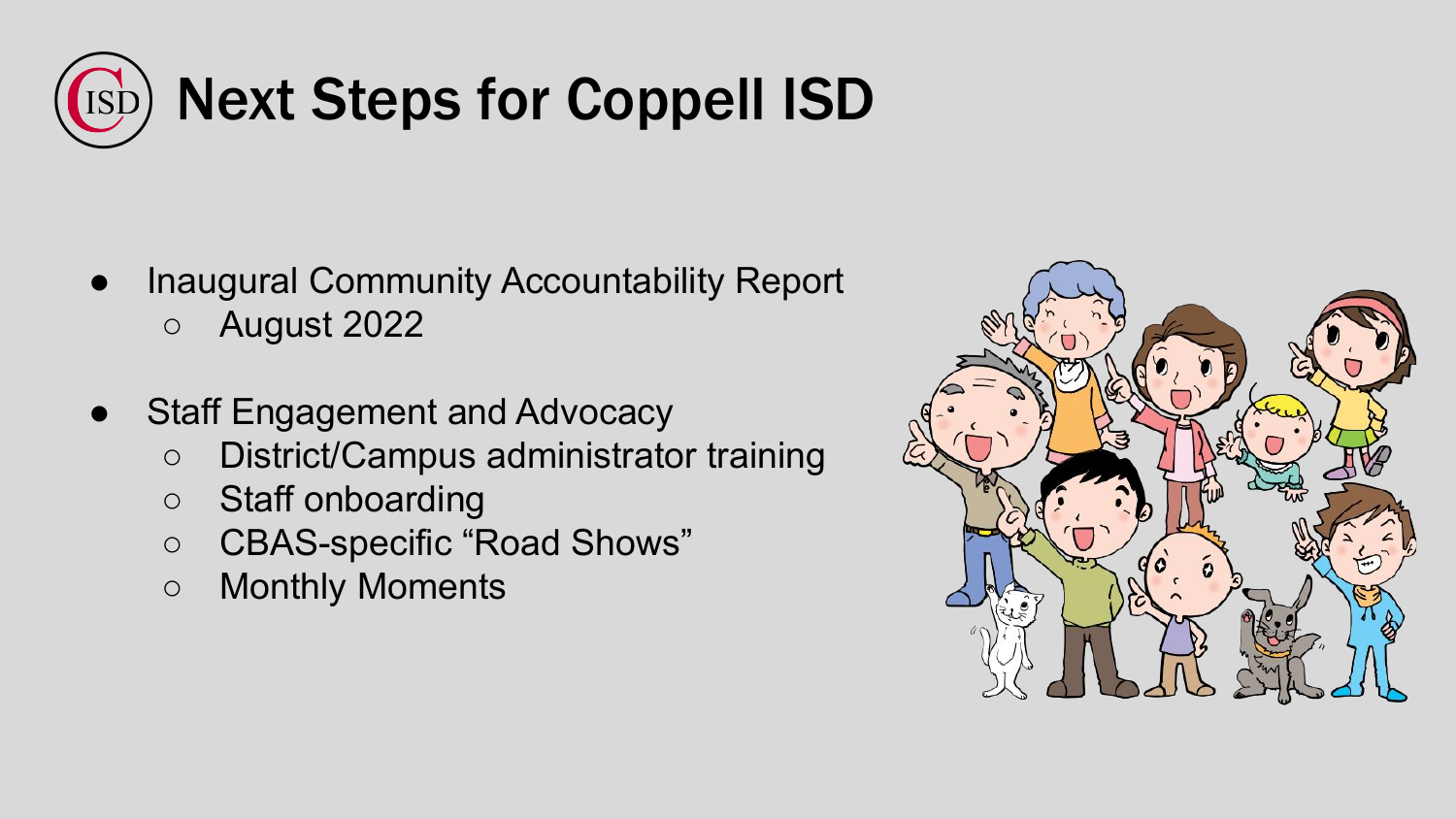# Next Steps for Coppell ISD

- Inaugural Community Accountability Report
  - August 2022
- Staff Engagement and Advocacy
  - District/Campus administrator training
  - Staff onboarding
  - CBAS-specific "Road Shows"
  - Monthly Moments